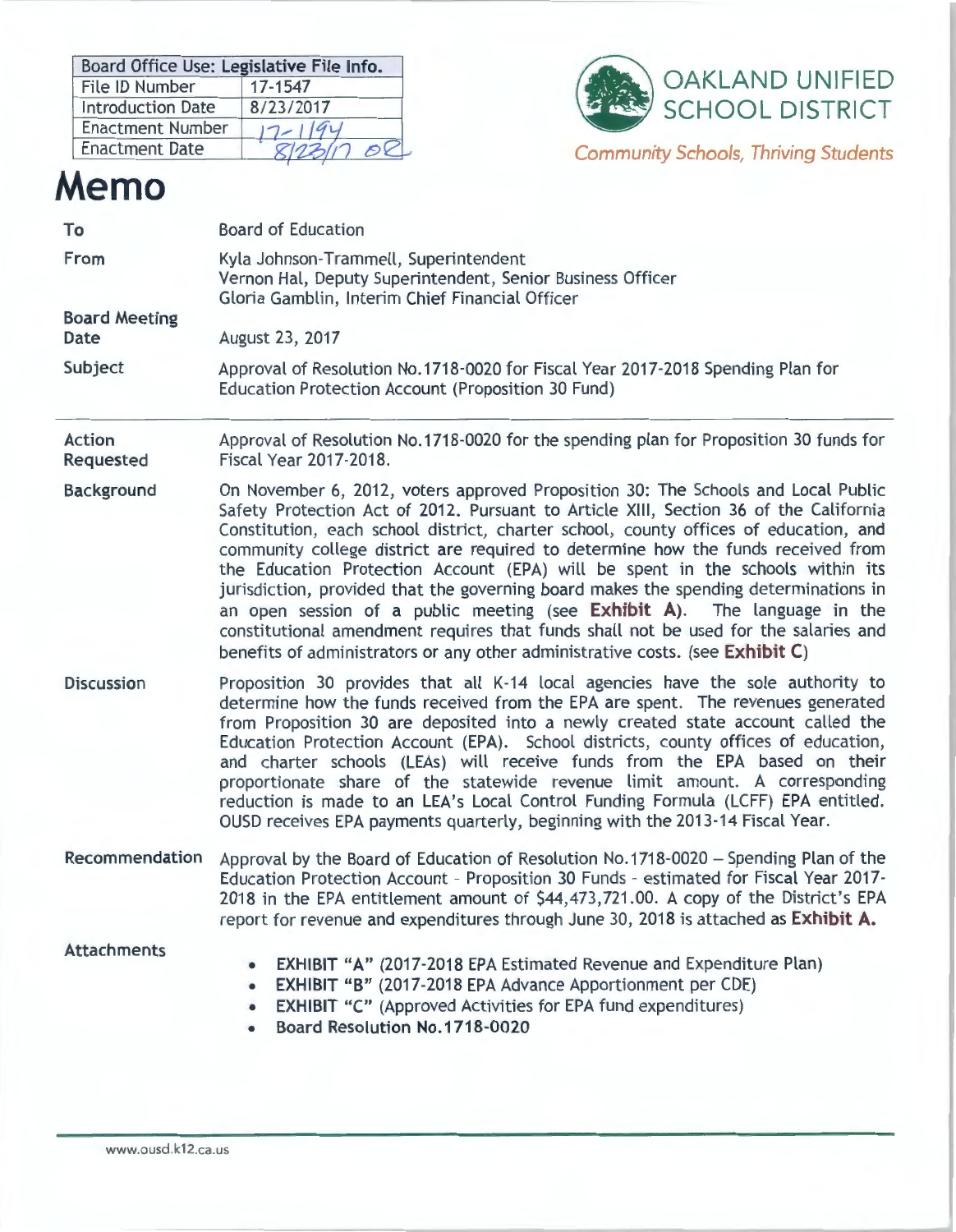| Board Office Use: Legislative File Info. | |
|---|---|
| File ID Number | 17-1547 |
| Introduction Date | 8/23/2017 |
| Enactment Number | 17-1194 |
| Enactment Date | 8/23/17 er |

**OAKLAND UNIFIED SCHOOL DISTRICT**

*Community Schools, Thriving Students*

# Memo

| | |
|---|---|
| **To** | Board of Education |
| **From** | Kyla Johnson-Trammell, Superintendent<br>Vernon Hal, Deputy Superintendent, Senior Business Officer<br>Gloria Gamblin, Interim Chief Financial Officer |
| **Board Meeting Date** | August 23, 2017 |
| **Subject** | Approval of Resolution No.1718-0020 for Fiscal Year 2017-2018 Spending Plan for Education Protection Account (Proposition 30 Fund) |

**Action Requested**

Approval of Resolution No.1718-0020 for the spending plan for Proposition 30 funds for Fiscal Year 2017-2018.

**Background**

On November 6, 2012, voters approved Proposition 30: The Schools and Local Public Safety Protection Act of 2012. Pursuant to Article XIII, Section 36 of the California Constitution, each school district, charter school, county offices of education, and community college district are required to determine how the funds received from the Education Protection Account (EPA) will be spent in the schools within its jurisdiction, provided that the governing board makes the spending determinations in an open session of a public meeting (see **Exhibit A**). The language in the constitutional amendment requires that funds shall not be used for the salaries and benefits of administrators or any other administrative costs. (see **Exhibit C**)

**Discussion**

Proposition 30 provides that all K-14 local agencies have the sole authority to determine how the funds received from the EPA are spent. The revenues generated from Proposition 30 are deposited into a newly created state account called the Education Protection Account (EPA). School districts, county offices of education, and charter schools (LEAs) will receive funds from the EPA based on their proportionate share of the statewide revenue limit amount. A corresponding reduction is made to an LEA's Local Control Funding Formula (LCFF) EPA entitled. OUSD receives EPA payments quarterly, beginning with the 2013-14 Fiscal Year.

**Recommendation**

Approval by the Board of Education of Resolution No.1718-0020 – Spending Plan of the Education Protection Account - Proposition 30 Funds - estimated for Fiscal Year 2017-2018 in the EPA entitlement amount of $44,473,721.00. A copy of the District's EPA report for revenue and expenditures through June 30, 2018 is attached as **Exhibit A.**

**Attachments**

- **EXHIBIT "A"** (2017-2018 EPA Estimated Revenue and Expenditure Plan)
- **EXHIBIT "B"** (2017-2018 EPA Advance Apportionment per CDE)
- **EXHIBIT "C"** (Approved Activities for EPA fund expenditures)
- **Board Resolution No.1718-0020**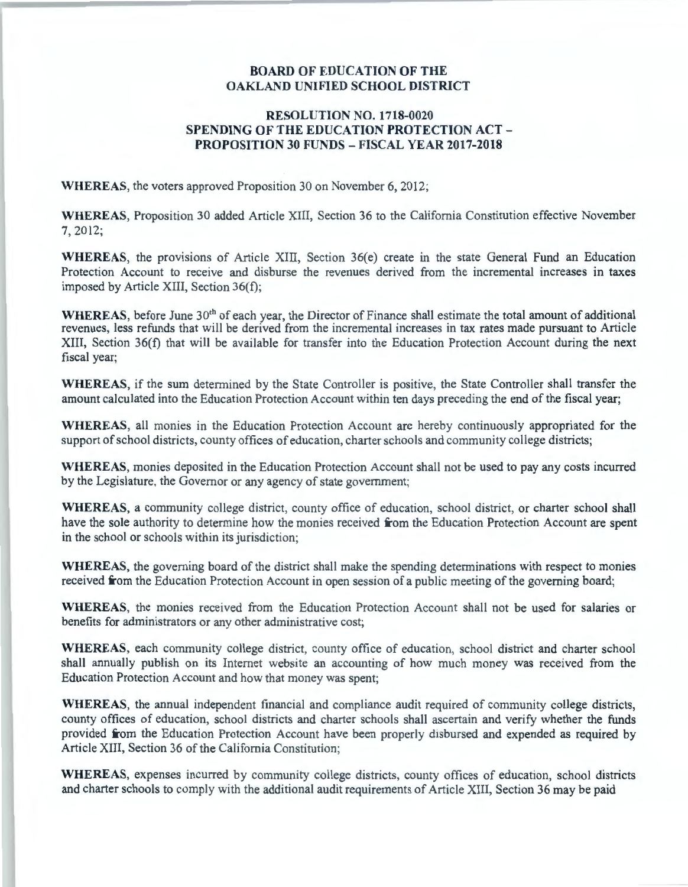**BOARD OF EDUCATION OF THE OAKLAND UNIFIED SCHOOL DISTRICT**

**RESOLUTION NO. 1718-0020**
**SPENDING OF THE EDUCATION PROTECTION ACT – PROPOSITION 30 FUNDS – FISCAL YEAR 2017-2018**

**WHEREAS**, the voters approved Proposition 30 on November 6, 2012;

**WHEREAS**, Proposition 30 added Article XIII, Section 36 to the California Constitution effective November 7, 2012;

**WHEREAS**, the provisions of Article XIII, Section 36(e) create in the state General Fund an Education Protection Account to receive and disburse the revenues derived from the incremental increases in taxes imposed by Article XIII, Section 36(f);

**WHEREAS**, before June 30th of each year, the Director of Finance shall estimate the total amount of additional revenues, less refunds that will be derived from the incremental increases in tax rates made pursuant to Article XIII, Section 36(f) that will be available for transfer into the Education Protection Account during the next fiscal year;

**WHEREAS**, if the sum determined by the State Controller is positive, the State Controller shall transfer the amount calculated into the Education Protection Account within ten days preceding the end of the fiscal year;

**WHEREAS**, all monies in the Education Protection Account are hereby continuously appropriated for the support of school districts, county offices of education, charter schools and community college districts;

**WHEREAS**, monies deposited in the Education Protection Account shall not be used to pay any costs incurred by the Legislature, the Governor or any agency of state government;

**WHEREAS**, a community college district, county office of education, school district, or charter school shall have the sole authority to determine how the monies received from the Education Protection Account are spent in the school or schools within its jurisdiction;

**WHEREAS**, the governing board of the district shall make the spending determinations with respect to monies received from the Education Protection Account in open session of a public meeting of the governing board;

**WHEREAS**, the monies received from the Education Protection Account shall not be used for salaries or benefits for administrators or any other administrative cost;

**WHEREAS**, each community college district, county office of education, school district and charter school shall annually publish on its Internet website an accounting of how much money was received from the Education Protection Account and how that money was spent;

**WHEREAS**, the annual independent financial and compliance audit required of community college districts, county offices of education, school districts and charter schools shall ascertain and verify whether the funds provided from the Education Protection Account have been properly disbursed and expended as required by Article XIII, Section 36 of the California Constitution;

**WHEREAS**, expenses incurred by community college districts, county offices of education, school districts and charter schools to comply with the additional audit requirements of Article XIII, Section 36 may be paid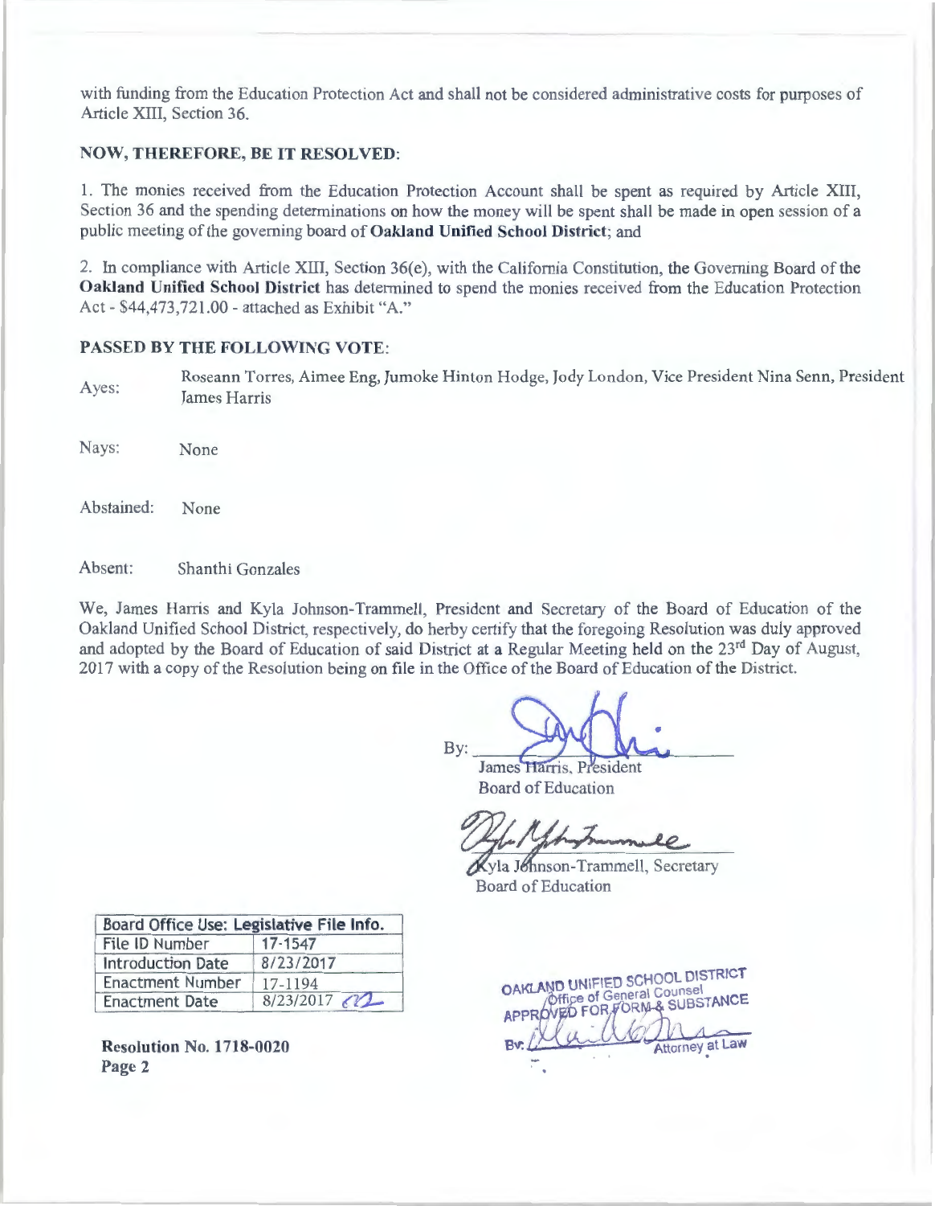with funding from the Education Protection Act and shall not be considered administrative costs for purposes of Article XIII, Section 36.

**NOW, THEREFORE, BE IT RESOLVED:**

1. The monies received from the Education Protection Account shall be spent as required by Article XIII, Section 36 and the spending determinations on how the money will be spent shall be made in open session of a public meeting of the governing board of **Oakland Unified School District**; and

2. In compliance with Article XIII, Section 36(e), with the California Constitution, the Governing Board of the **Oakland Unified School District** has determined to spend the monies received from the Education Protection Act - $44,473,721.00 - attached as Exhibit "A."

**PASSED BY THE FOLLOWING VOTE:**

Ayes: Roseann Torres, Aimee Eng, Jumoke Hinton Hodge, Jody London, Vice President Nina Senn, President James Harris

Nays: None

Abstained: None

Absent: Shanthi Gonzales

We, James Harris and Kyla Johnson-Trammell, President and Secretary of the Board of Education of the Oakland Unified School District, respectively, do herby certify that the foregoing Resolution was duly approved and adopted by the Board of Education of said District at a Regular Meeting held on the 23rd Day of August, 2017 with a copy of the Resolution being on file in the Office of the Board of Education of the District.

By: ____________________
James Harris, President
Board of Education

____________________
Kyla Johnson-Trammell, Secretary
Board of Education

| Board Office Use: Legislative File Info. | |
|---|---|
| File ID Number | 17-1547 |
| Introduction Date | 8/23/2017 |
| Enactment Number | 17-1194 |
| Enactment Date | 8/23/2017 |

OAKLAND UNIFIED SCHOOL DISTRICT
Office of General Counsel
APPROVED FOR FORM & SUBSTANCE
By: ____________ Attorney at Law

**Resolution No. 1718-0020**
**Page 2**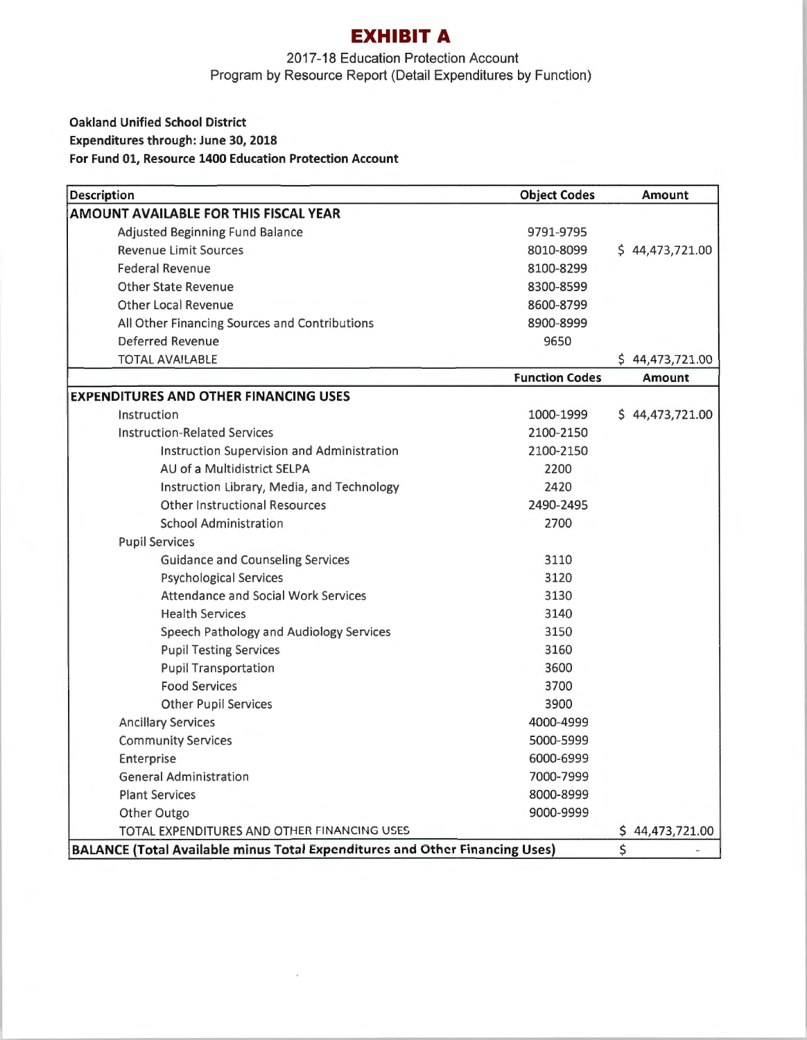# EXHIBIT A

2017-18 Education Protection Account
Program by Resource Report (Detail Expenditures by Function)

**Oakland Unified School District**
**Expenditures through: June 30, 2018**
**For Fund 01, Resource 1400 Education Protection Account**

| Description | Object Codes | Amount |
|---|---|---|
| **AMOUNT AVAILABLE FOR THIS FISCAL YEAR** | | |
| Adjusted Beginning Fund Balance | 9791-9795 | |
| Revenue Limit Sources | 8010-8099 | $ 44,473,721.00 |
| Federal Revenue | 8100-8299 | |
| Other State Revenue | 8300-8599 | |
| Other Local Revenue | 8600-8799 | |
| All Other Financing Sources and Contributions | 8900-8999 | |
| Deferred Revenue | 9650 | |
| TOTAL AVAILABLE | | $ 44,473,721.00 |
| | **Function Codes** | **Amount** |
| **EXPENDITURES AND OTHER FINANCING USES** | | |
| Instruction | 1000-1999 | $ 44,473,721.00 |
| Instruction-Related Services | 2100-2150 | |
| Instruction Supervision and Administration | 2100-2150 | |
| AU of a Multidistrict SELPA | 2200 | |
| Instruction Library, Media, and Technology | 2420 | |
| Other Instructional Resources | 2490-2495 | |
| School Administration | 2700 | |
| Pupil Services | | |
| Guidance and Counseling Services | 3110 | |
| Psychological Services | 3120 | |
| Attendance and Social Work Services | 3130 | |
| Health Services | 3140 | |
| Speech Pathology and Audiology Services | 3150 | |
| Pupil Testing Services | 3160 | |
| Pupil Transportation | 3600 | |
| Food Services | 3700 | |
| Other Pupil Services | 3900 | |
| Ancillary Services | 4000-4999 | |
| Community Services | 5000-5999 | |
| Enterprise | 6000-6999 | |
| General Administration | 7000-7999 | |
| Plant Services | 8000-8999 | |
| Other Outgo | 9000-9999 | |
| TOTAL EXPENDITURES AND OTHER FINANCING USES | | $ 44,473,721.00 |
| **BALANCE (Total Available minus Total Expenditures and Other Financing Uses)** | | $ - |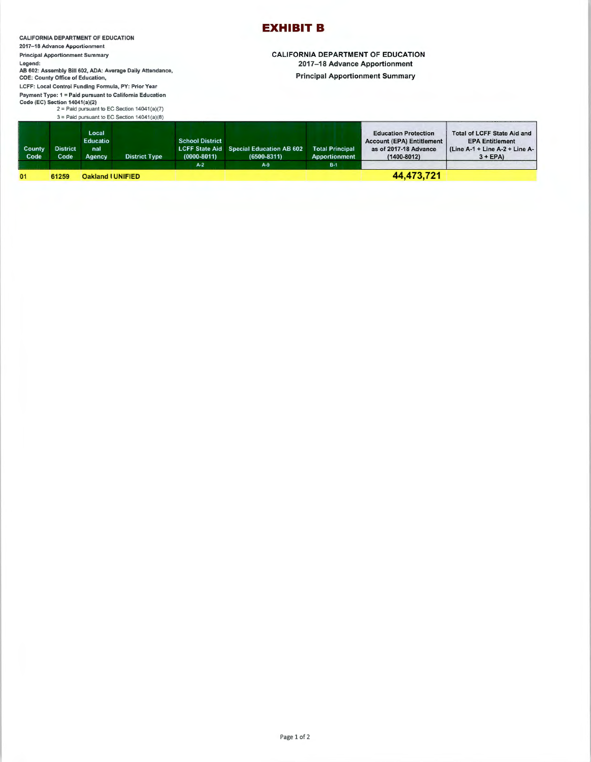# EXHIBIT B

**CALIFORNIA DEPARTMENT OF EDUCATION**
**2017–18 Advance Apportionment**
**Principal Apportionment Summary**
**Legend:**
**AB 602: Assembly Bill 602, ADA: Average Daily Attendance,**
**COE: County Office of Education,**
**LCFF: Local Control Funding Formula, PY: Prior Year**
**Payment Type: 1 = Paid pursuant to California Education Code (EC) Section 14041(a)(2)**
2 = Paid pursuant to EC Section 14041(a)(7)
3 = Paid pursuant to EC Section 14041(a)(8)

**CALIFORNIA DEPARTMENT OF EDUCATION**
**2017–18 Advance Apportionment**
**Principal Apportionment Summary**

| County Code | District Code | Local Educational Agency | District Type | School District LCFF State Aid (0000-8011) | Special Education AB 602 (6500-8311) | Total Principal Apportionment | Education Protection Account (EPA) Entitlement as of 2017-18 Advance (1400-8012) | Total of LCFF State Aid and EPA Entitlement (Line A-1 + Line A-2 + Line A-3 + EPA) |
|---|---|---|---|---|---|---|---|---|
| | | | | A-2 | A-9 | B-1 | | |
| 01 | 61259 | Oakland | UNIFIED | | | | **44,473,721** | |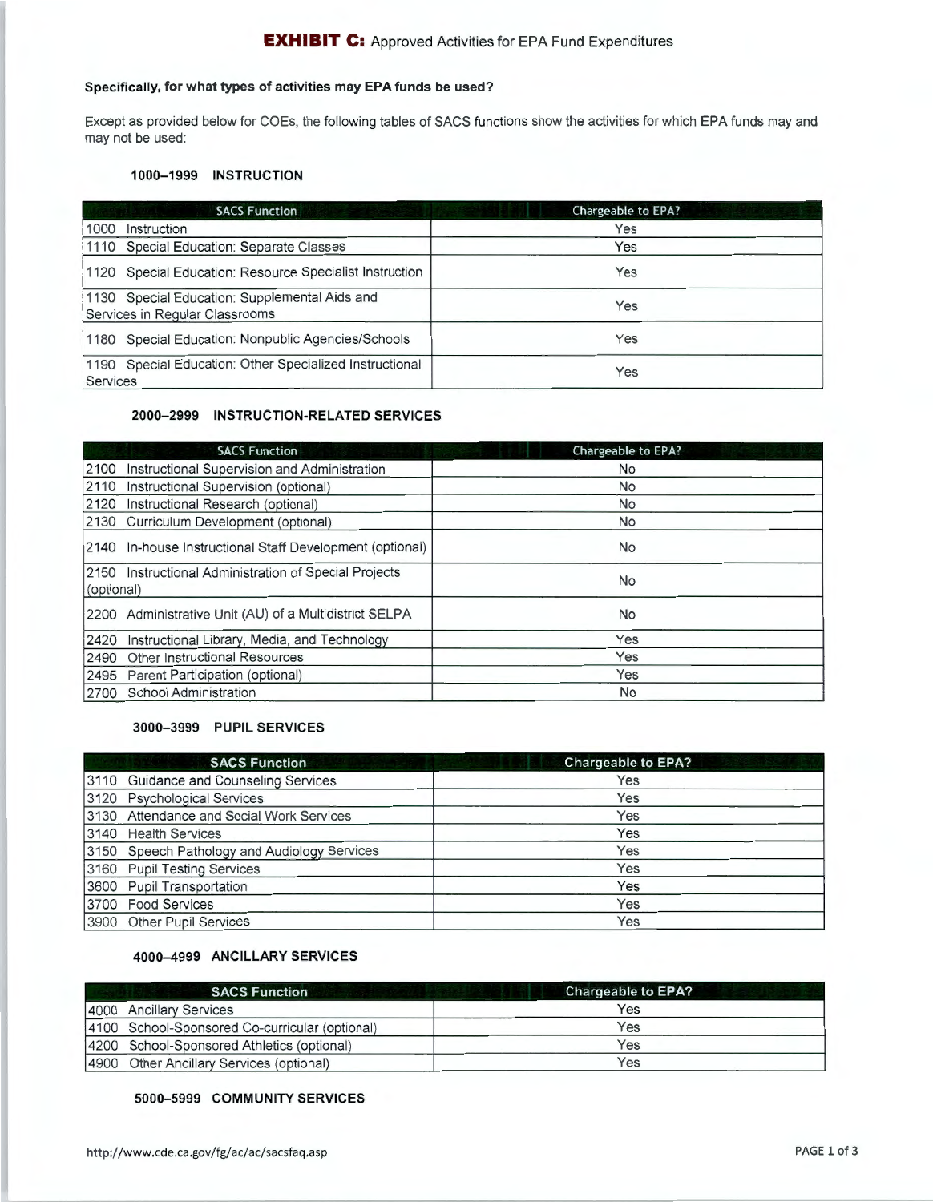# **EXHIBIT C:** Approved Activities for EPA Fund Expenditures

**Specifically, for what types of activities may EPA funds be used?**

Except as provided below for COEs, the following tables of SACS functions show the activities for which EPA funds may and may not be used:

### 1000–1999 INSTRUCTION

| SACS Function | Chargeable to EPA? |
|---|---|
| 1000 Instruction | Yes |
| 1110 Special Education: Separate Classes | Yes |
| 1120 Special Education: Resource Specialist Instruction | Yes |
| 1130 Special Education: Supplemental Aids and Services in Regular Classrooms | Yes |
| 1180 Special Education: Nonpublic Agencies/Schools | Yes |
| 1190 Special Education: Other Specialized Instructional Services | Yes |

### 2000–2999 INSTRUCTION-RELATED SERVICES

| SACS Function | Chargeable to EPA? |
|---|---|
| 2100 Instructional Supervision and Administration | No |
| 2110 Instructional Supervision (optional) | No |
| 2120 Instructional Research (optional) | No |
| 2130 Curriculum Development (optional) | No |
| 2140 In-house Instructional Staff Development (optional) | No |
| 2150 Instructional Administration of Special Projects (optional) | No |
| 2200 Administrative Unit (AU) of a Multidistrict SELPA | No |
| 2420 Instructional Library, Media, and Technology | Yes |
| 2490 Other Instructional Resources | Yes |
| 2495 Parent Participation (optional) | Yes |
| 2700 School Administration | No |

### 3000–3999 PUPIL SERVICES

| SACS Function | Chargeable to EPA? |
|---|---|
| 3110 Guidance and Counseling Services | Yes |
| 3120 Psychological Services | Yes |
| 3130 Attendance and Social Work Services | Yes |
| 3140 Health Services | Yes |
| 3150 Speech Pathology and Audiology Services | Yes |
| 3160 Pupil Testing Services | Yes |
| 3600 Pupil Transportation | Yes |
| 3700 Food Services | Yes |
| 3900 Other Pupil Services | Yes |

### 4000–4999 ANCILLARY SERVICES

| SACS Function | Chargeable to EPA? |
|---|---|
| 4000 Ancillary Services | Yes |
| 4100 School-Sponsored Co-curricular (optional) | Yes |
| 4200 School-Sponsored Athletics (optional) | Yes |
| 4900 Other Ancillary Services (optional) | Yes |

### 5000–5999 COMMUNITY SERVICES

http://www.cde.ca.gov/fg/ac/ac/sacsfaq.asp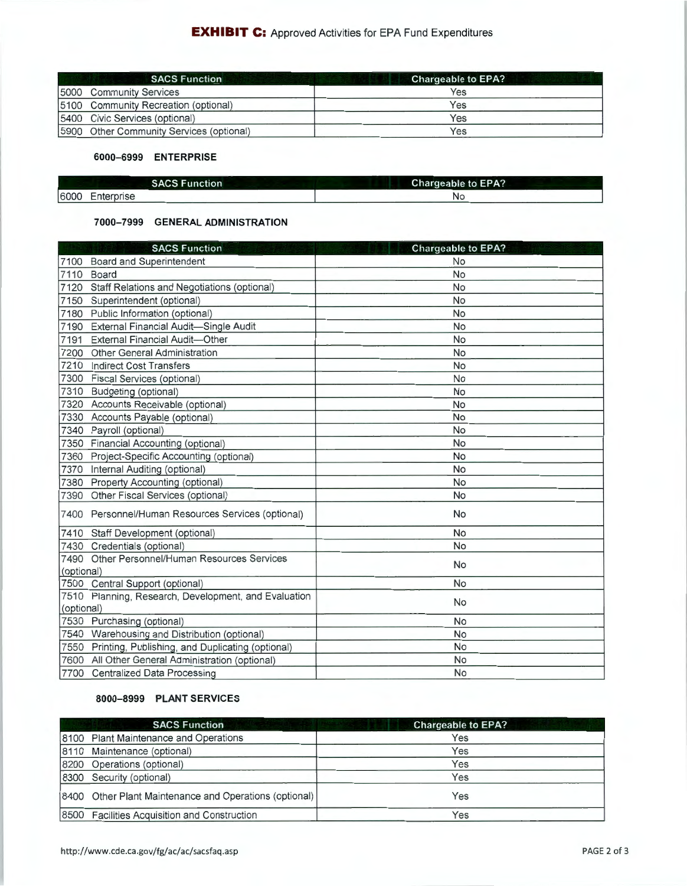# EXHIBIT C: Approved Activities for EPA Fund Expenditures

| SACS Function | Chargeable to EPA? |
|---|---|
| 5000 Community Services | Yes |
| 5100 Community Recreation (optional) | Yes |
| 5400 Civic Services (optional) | Yes |
| 5900 Other Community Services (optional) | Yes |

### 6000–6999 ENTERPRISE

| SACS Function | Chargeable to EPA? |
|---|---|
| 6000 Enterprise | No |

### 7000–7999 GENERAL ADMINISTRATION

| SACS Function | Chargeable to EPA? |
|---|---|
| 7100 Board and Superintendent | No |
| 7110 Board | No |
| 7120 Staff Relations and Negotiations (optional) | No |
| 7150 Superintendent (optional) | No |
| 7180 Public Information (optional) | No |
| 7190 External Financial Audit—Single Audit | No |
| 7191 External Financial Audit—Other | No |
| 7200 Other General Administration | No |
| 7210 Indirect Cost Transfers | No |
| 7300 Fiscal Services (optional) | No |
| 7310 Budgeting (optional) | No |
| 7320 Accounts Receivable (optional) | No |
| 7330 Accounts Payable (optional) | No |
| 7340 Payroll (optional) | No |
| 7350 Financial Accounting (optional) | No |
| 7360 Project-Specific Accounting (optional) | No |
| 7370 Internal Auditing (optional) | No |
| 7380 Property Accounting (optional) | No |
| 7390 Other Fiscal Services (optional) | No |
| 7400 Personnel/Human Resources Services (optional) | No |
| 7410 Staff Development (optional) | No |
| 7430 Credentials (optional) | No |
| 7490 Other Personnel/Human Resources Services (optional) | No |
| 7500 Central Support (optional) | No |
| 7510 Planning, Research, Development, and Evaluation (optional) | No |
| 7530 Purchasing (optional) | No |
| 7540 Warehousing and Distribution (optional) | No |
| 7550 Printing, Publishing, and Duplicating (optional) | No |
| 7600 All Other General Administration (optional) | No |
| 7700 Centralized Data Processing | No |

### 8000–8999 PLANT SERVICES

| SACS Function | Chargeable to EPA? |
|---|---|
| 8100 Plant Maintenance and Operations | Yes |
| 8110 Maintenance (optional) | Yes |
| 8200 Operations (optional) | Yes |
| 8300 Security (optional) | Yes |
| 8400 Other Plant Maintenance and Operations (optional) | Yes |
| 8500 Facilities Acquisition and Construction | Yes |

http://www.cde.ca.gov/fg/ac/ac/sacsfaq.asp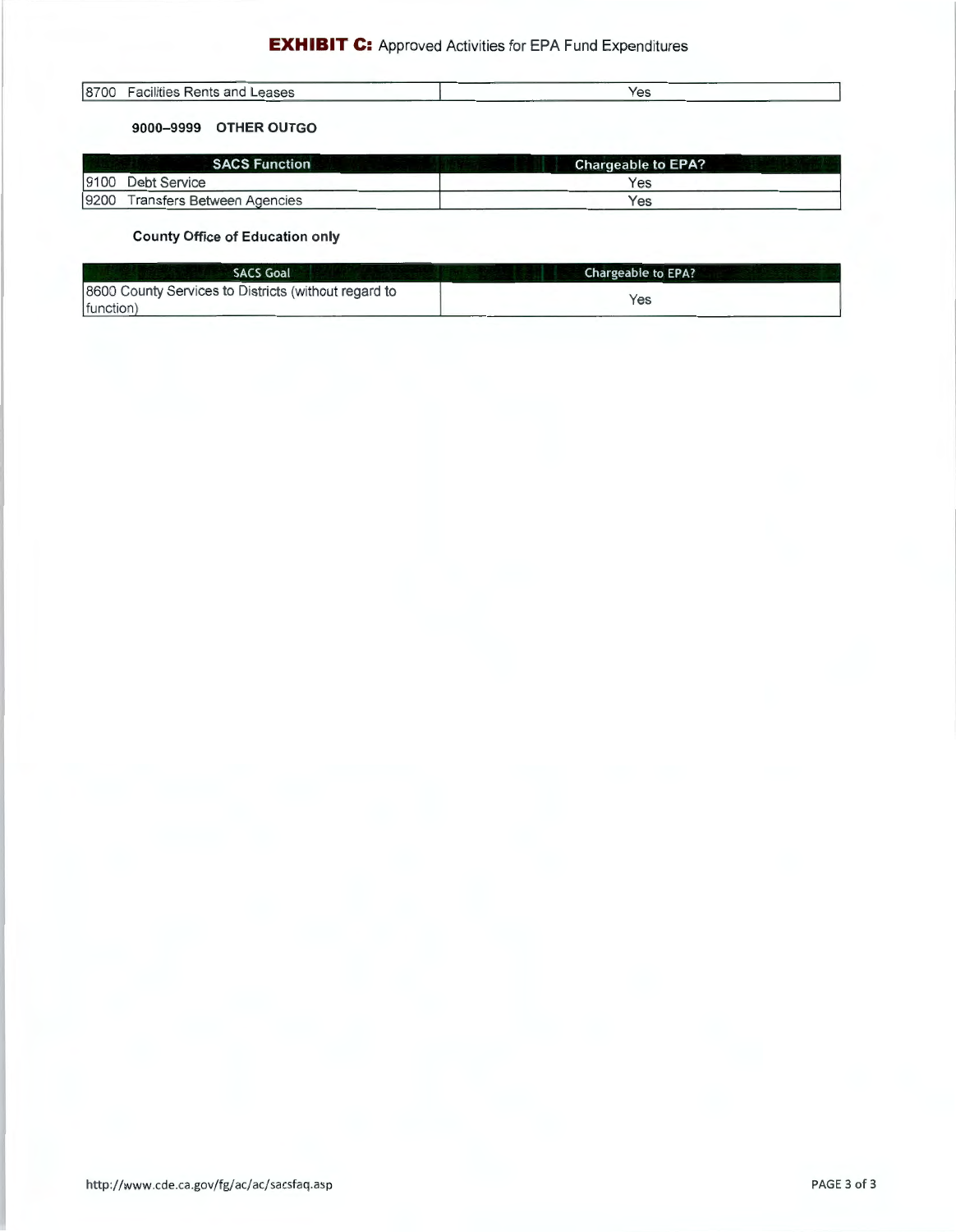| | |
|---|---|
| 8700 Facilities Rents and Leases | Yes |

**9000–9999 OTHER OUTGO**

| SACS Function | Chargeable to EPA? |
|---|---|
| 9100 Debt Service | Yes |
| 9200 Transfers Between Agencies | Yes |

**County Office of Education only**

| SACS Goal | Chargeable to EPA? |
|---|---|
| 8600 County Services to Districts (without regard to function) | Yes |

http://www.cde.ca.gov/fg/ac/ac/sacsfaq.asp